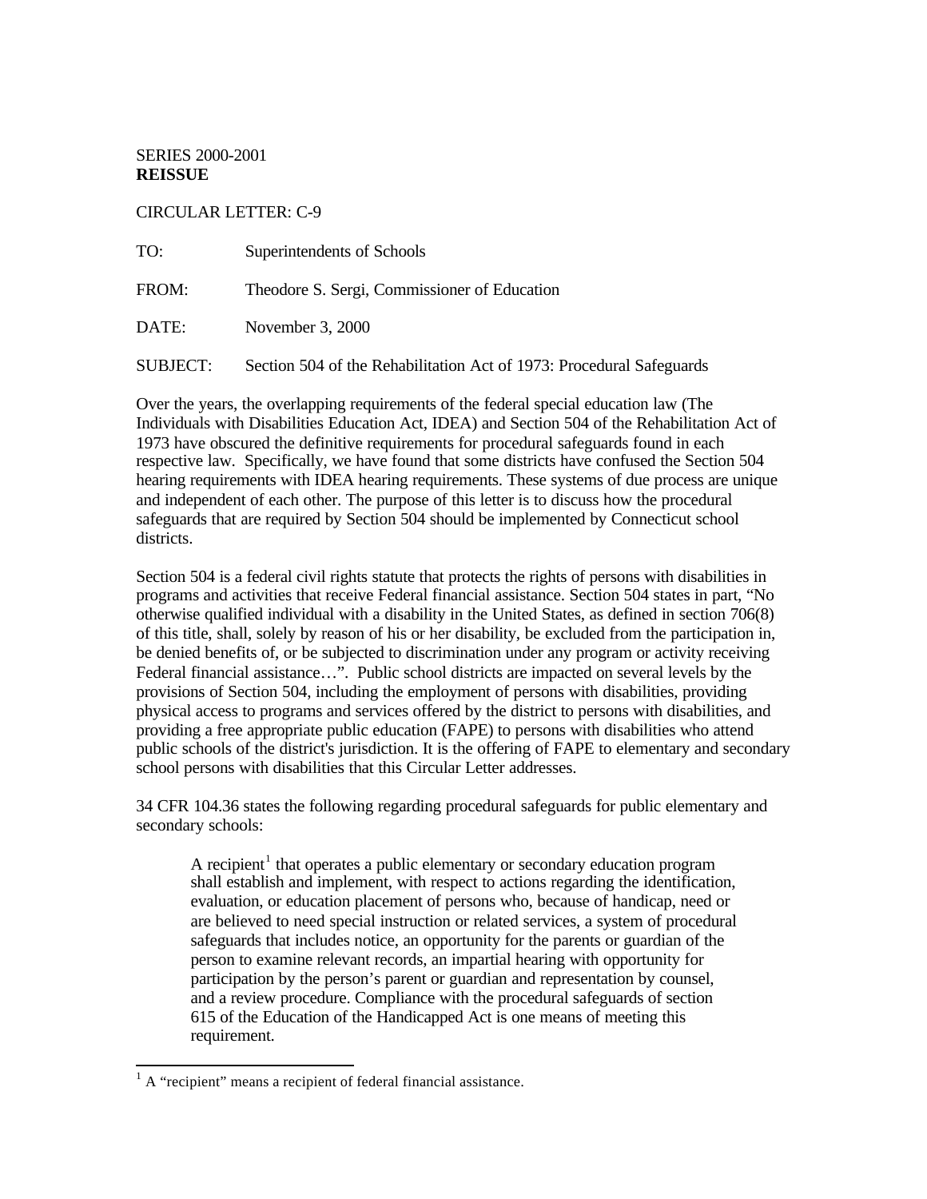SERIES 2000-2001
**REISSUE**

CIRCULAR LETTER: C-9

| | |
|---|---|
| TO: | Superintendents of Schools |
| FROM: | Theodore S. Sergi, Commissioner of Education |
| DATE: | November 3, 2000 |
| SUBJECT: | Section 504 of the Rehabilitation Act of 1973: Procedural Safeguards |

Over the years, the overlapping requirements of the federal special education law (The Individuals with Disabilities Education Act, IDEA) and Section 504 of the Rehabilitation Act of 1973 have obscured the definitive requirements for procedural safeguards found in each respective law. Specifically, we have found that some districts have confused the Section 504 hearing requirements with IDEA hearing requirements. These systems of due process are unique and independent of each other. The purpose of this letter is to discuss how the procedural safeguards that are required by Section 504 should be implemented by Connecticut school districts.

Section 504 is a federal civil rights statute that protects the rights of persons with disabilities in programs and activities that receive Federal financial assistance. Section 504 states in part, "No otherwise qualified individual with a disability in the United States, as defined in section 706(8) of this title, shall, solely by reason of his or her disability, be excluded from the participation in, be denied benefits of, or be subjected to discrimination under any program or activity receiving Federal financial assistance…". Public school districts are impacted on several levels by the provisions of Section 504, including the employment of persons with disabilities, providing physical access to programs and services offered by the district to persons with disabilities, and providing a free appropriate public education (FAPE) to persons with disabilities who attend public schools of the district's jurisdiction. It is the offering of FAPE to elementary and secondary school persons with disabilities that this Circular Letter addresses.

34 CFR 104.36 states the following regarding procedural safeguards for public elementary and secondary schools:

> A recipient[1] that operates a public elementary or secondary education program shall establish and implement, with respect to actions regarding the identification, evaluation, or education placement of persons who, because of handicap, need or are believed to need special instruction or related services, a system of procedural safeguards that includes notice, an opportunity for the parents or guardian of the person to examine relevant records, an impartial hearing with opportunity for participation by the person's parent or guardian and representation by counsel, and a review procedure. Compliance with the procedural safeguards of section 615 of the Education of the Handicapped Act is one means of meeting this requirement.

[1] A "recipient" means a recipient of federal financial assistance.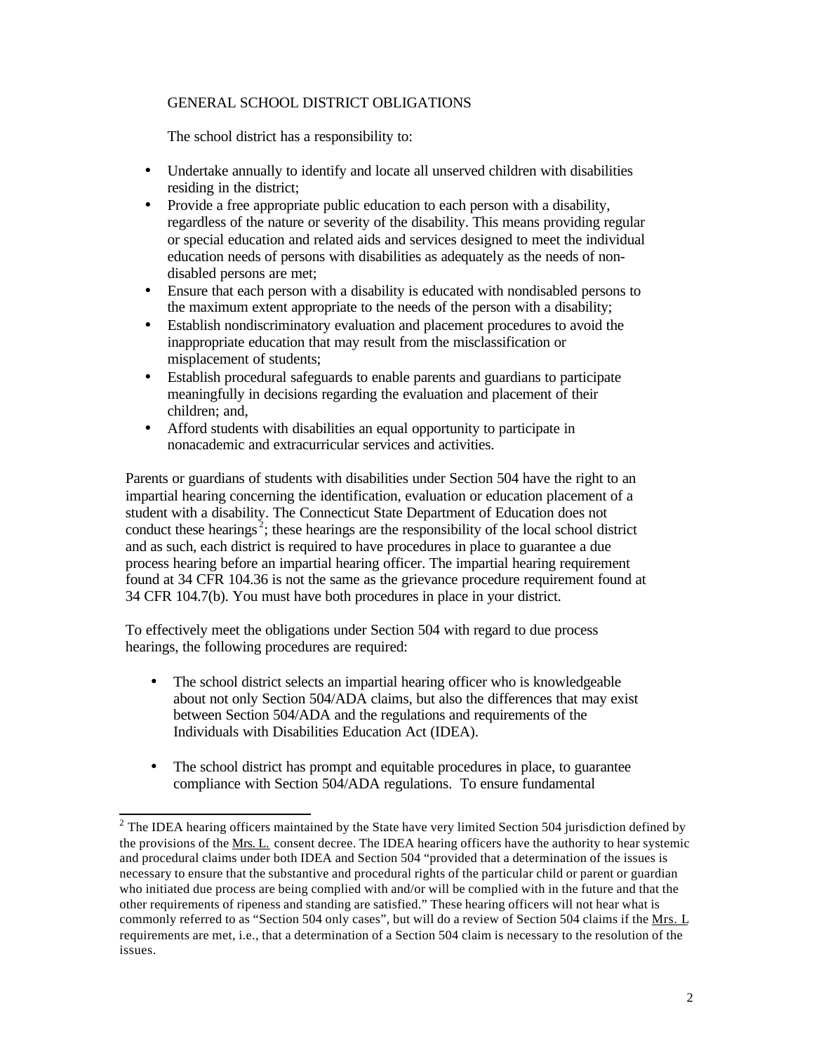## GENERAL SCHOOL DISTRICT OBLIGATIONS

The school district has a responsibility to:

- Undertake annually to identify and locate all unserved children with disabilities residing in the district;
- Provide a free appropriate public education to each person with a disability, regardless of the nature or severity of the disability. This means providing regular or special education and related aids and services designed to meet the individual education needs of persons with disabilities as adequately as the needs of non-disabled persons are met;
- Ensure that each person with a disability is educated with nondisabled persons to the maximum extent appropriate to the needs of the person with a disability;
- Establish nondiscriminatory evaluation and placement procedures to avoid the inappropriate education that may result from the misclassification or misplacement of students;
- Establish procedural safeguards to enable parents and guardians to participate meaningfully in decisions regarding the evaluation and placement of their children; and,
- Afford students with disabilities an equal opportunity to participate in nonacademic and extracurricular services and activities.

Parents or guardians of students with disabilities under Section 504 have the right to an impartial hearing concerning the identification, evaluation or education placement of a student with a disability. The Connecticut State Department of Education does not conduct these hearings[2]; these hearings are the responsibility of the local school district and as such, each district is required to have procedures in place to guarantee a due process hearing before an impartial hearing officer. The impartial hearing requirement found at 34 CFR 104.36 is not the same as the grievance procedure requirement found at 34 CFR 104.7(b). You must have both procedures in place in your district.

To effectively meet the obligations under Section 504 with regard to due process hearings, the following procedures are required:

- The school district selects an impartial hearing officer who is knowledgeable about not only Section 504/ADA claims, but also the differences that may exist between Section 504/ADA and the regulations and requirements of the Individuals with Disabilities Education Act (IDEA).

- The school district has prompt and equitable procedures in place, to guarantee compliance with Section 504/ADA regulations. To ensure fundamental

---

[2] The IDEA hearing officers maintained by the State have very limited Section 504 jurisdiction defined by the provisions of the Mrs. L. consent decree. The IDEA hearing officers have the authority to hear systemic and procedural claims under both IDEA and Section 504 "provided that a determination of the issues is necessary to ensure that the substantive and procedural rights of the particular child or parent or guardian who initiated due process are being complied with and/or will be complied with in the future and that the other requirements of ripeness and standing are satisfied." These hearing officers will not hear what is commonly referred to as "Section 504 only cases", but will do a review of Section 504 claims if the Mrs. L requirements are met, i.e., that a determination of a Section 504 claim is necessary to the resolution of the issues.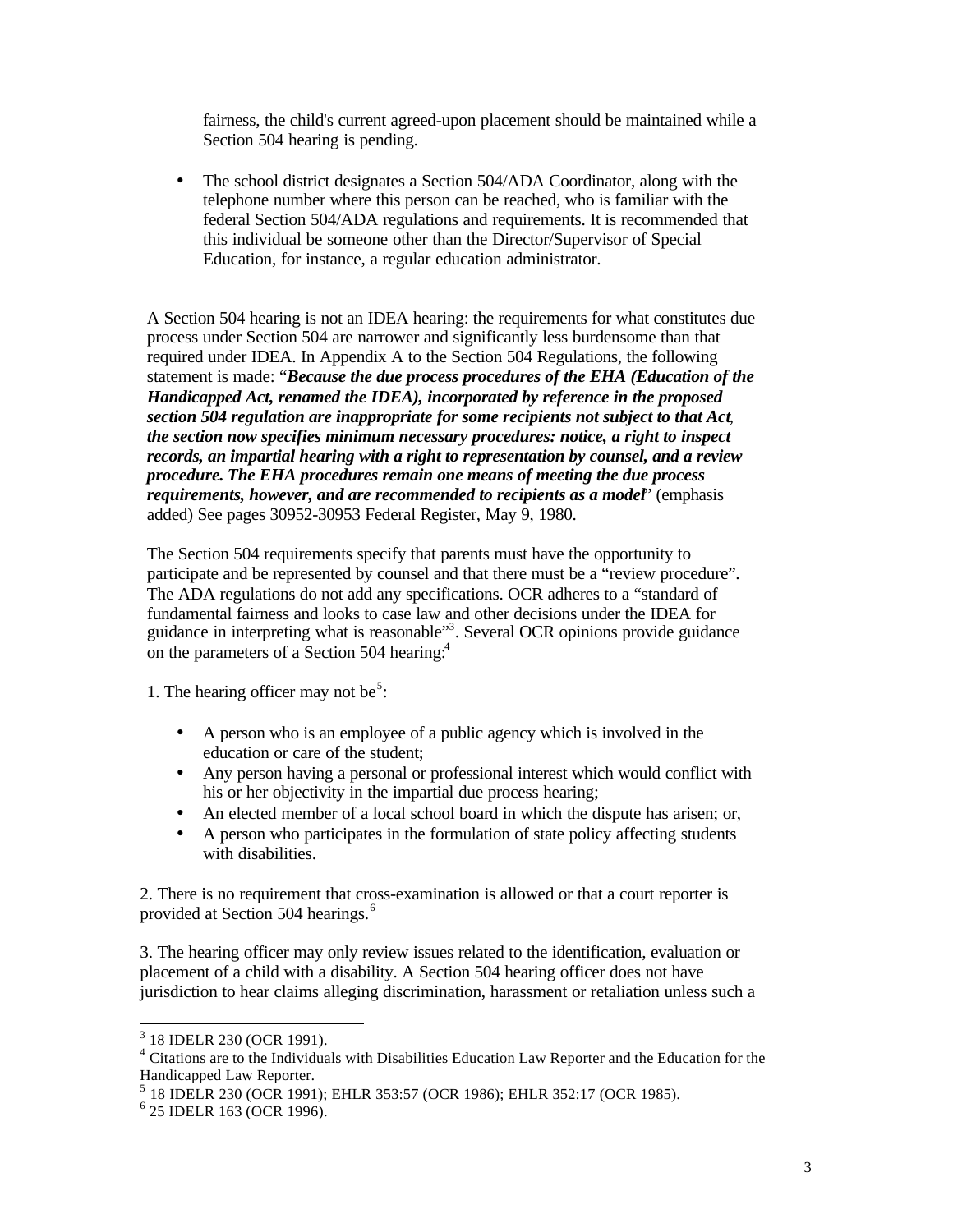fairness, the child's current agreed-upon placement should be maintained while a Section 504 hearing is pending.

- The school district designates a Section 504/ADA Coordinator, along with the telephone number where this person can be reached, who is familiar with the federal Section 504/ADA regulations and requirements. It is recommended that this individual be someone other than the Director/Supervisor of Special Education, for instance, a regular education administrator.

A Section 504 hearing is not an IDEA hearing: the requirements for what constitutes due process under Section 504 are narrower and significantly less burdensome than that required under IDEA. In Appendix A to the Section 504 Regulations, the following statement is made: "***Because the due process procedures of the EHA (Education of the Handicapped Act, renamed the IDEA), incorporated by reference in the proposed section 504 regulation are inappropriate for some recipients not subject to that Act, the section now specifies minimum necessary procedures: notice, a right to inspect records, an impartial hearing with a right to representation by counsel, and a review procedure. The EHA procedures remain one means of meeting the due process requirements, however, and are recommended to recipients as a model***" (emphasis added) See pages 30952-30953 Federal Register, May 9, 1980.

The Section 504 requirements specify that parents must have the opportunity to participate and be represented by counsel and that there must be a "review procedure". The ADA regulations do not add any specifications. OCR adheres to a "standard of fundamental fairness and looks to case law and other decisions under the IDEA for guidance in interpreting what is reasonable"[3]. Several OCR opinions provide guidance on the parameters of a Section 504 hearing:[4]

1. The hearing officer may not be[5]:

- A person who is an employee of a public agency which is involved in the education or care of the student;
- Any person having a personal or professional interest which would conflict with his or her objectivity in the impartial due process hearing;
- An elected member of a local school board in which the dispute has arisen; or,
- A person who participates in the formulation of state policy affecting students with disabilities.

2. There is no requirement that cross-examination is allowed or that a court reporter is provided at Section 504 hearings.[6]

3. The hearing officer may only review issues related to the identification, evaluation or placement of a child with a disability. A Section 504 hearing officer does not have jurisdiction to hear claims alleging discrimination, harassment or retaliation unless such a

---

[3] 18 IDELR 230 (OCR 1991).

[4] Citations are to the Individuals with Disabilities Education Law Reporter and the Education for the Handicapped Law Reporter.

[5] 18 IDELR 230 (OCR 1991); EHLR 353:57 (OCR 1986); EHLR 352:17 (OCR 1985).

[6] 25 IDELR 163 (OCR 1996).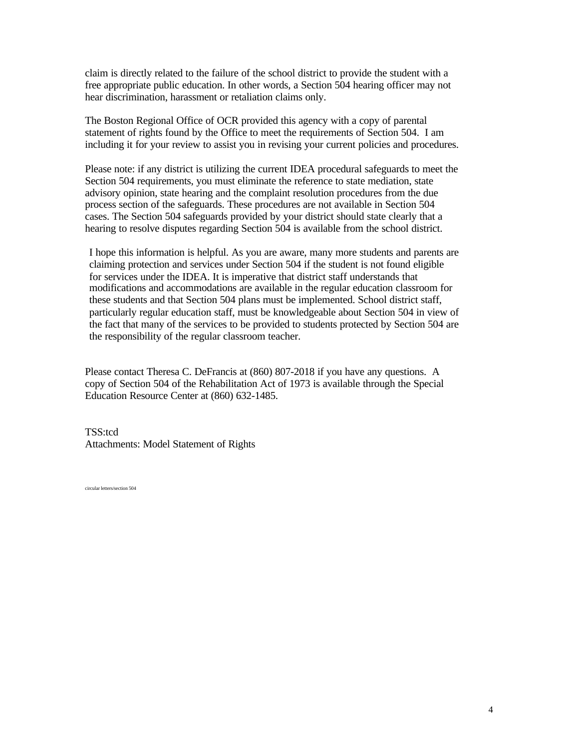claim is directly related to the failure of the school district to provide the student with a free appropriate public education. In other words, a Section 504 hearing officer may not hear discrimination, harassment or retaliation claims only.

The Boston Regional Office of OCR provided this agency with a copy of parental statement of rights found by the Office to meet the requirements of Section 504. I am including it for your review to assist you in revising your current policies and procedures.

Please note: if any district is utilizing the current IDEA procedural safeguards to meet the Section 504 requirements, you must eliminate the reference to state mediation, state advisory opinion, state hearing and the complaint resolution procedures from the due process section of the safeguards. These procedures are not available in Section 504 cases. The Section 504 safeguards provided by your district should state clearly that a hearing to resolve disputes regarding Section 504 is available from the school district.

I hope this information is helpful. As you are aware, many more students and parents are claiming protection and services under Section 504 if the student is not found eligible for services under the IDEA. It is imperative that district staff understands that modifications and accommodations are available in the regular education classroom for these students and that Section 504 plans must be implemented. School district staff, particularly regular education staff, must be knowledgeable about Section 504 in view of the fact that many of the services to be provided to students protected by Section 504 are the responsibility of the regular classroom teacher.

Please contact Theresa C. DeFrancis at (860) 807-2018 if you have any questions. A copy of Section 504 of the Rehabilitation Act of 1973 is available through the Special Education Resource Center at (860) 632-1485.

TSS:tcd
Attachments: Model Statement of Rights

circular letters/section 504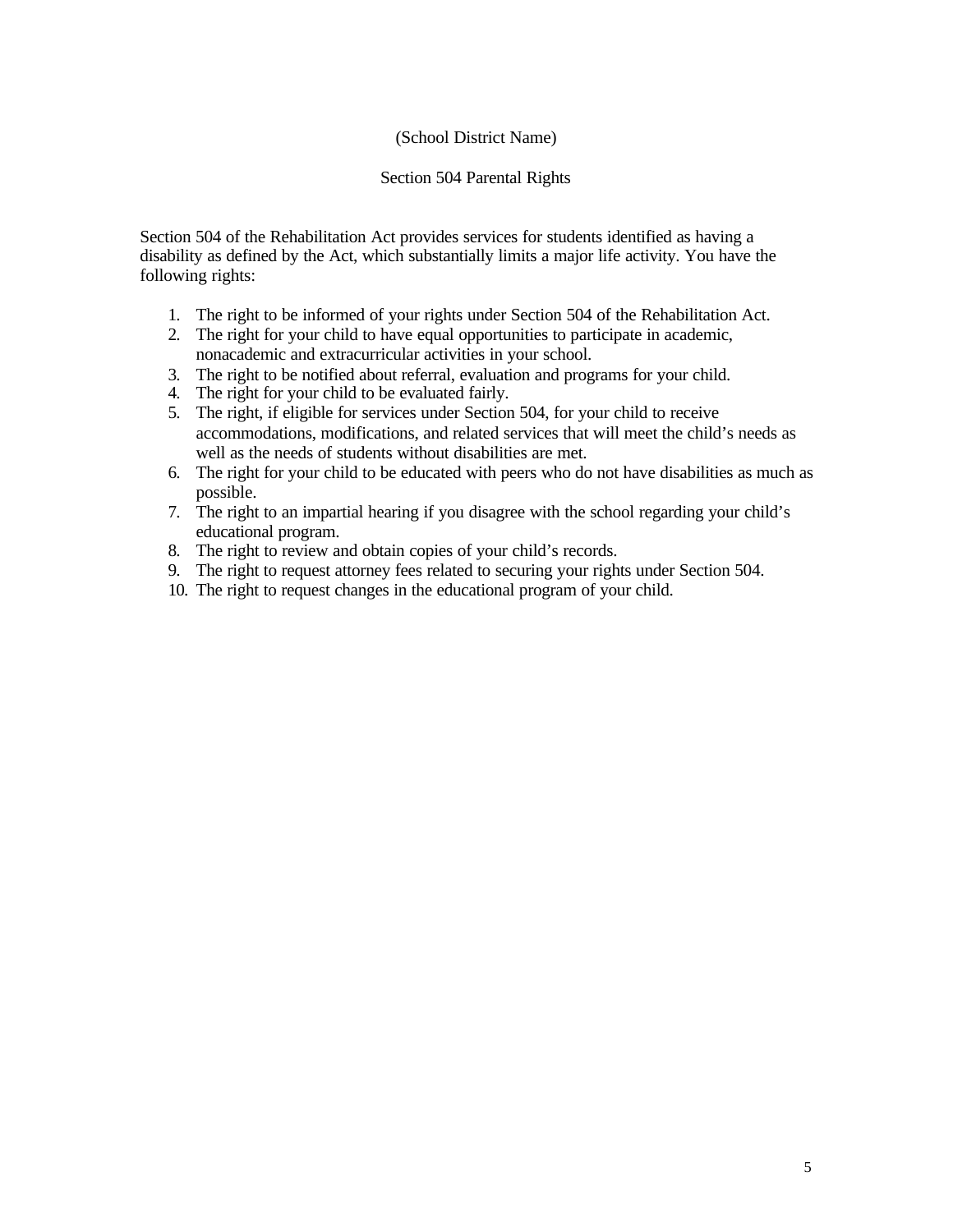(School District Name)

Section 504 Parental Rights

Section 504 of the Rehabilitation Act provides services for students identified as having a disability as defined by the Act, which substantially limits a major life activity. You have the following rights:

1. The right to be informed of your rights under Section 504 of the Rehabilitation Act.
2. The right for your child to have equal opportunities to participate in academic, nonacademic and extracurricular activities in your school.
3. The right to be notified about referral, evaluation and programs for your child.
4. The right for your child to be evaluated fairly.
5. The right, if eligible for services under Section 504, for your child to receive accommodations, modifications, and related services that will meet the child's needs as well as the needs of students without disabilities are met.
6. The right for your child to be educated with peers who do not have disabilities as much as possible.
7. The right to an impartial hearing if you disagree with the school regarding your child's educational program.
8. The right to review and obtain copies of your child's records.
9. The right to request attorney fees related to securing your rights under Section 504.
10. The right to request changes in the educational program of your child.